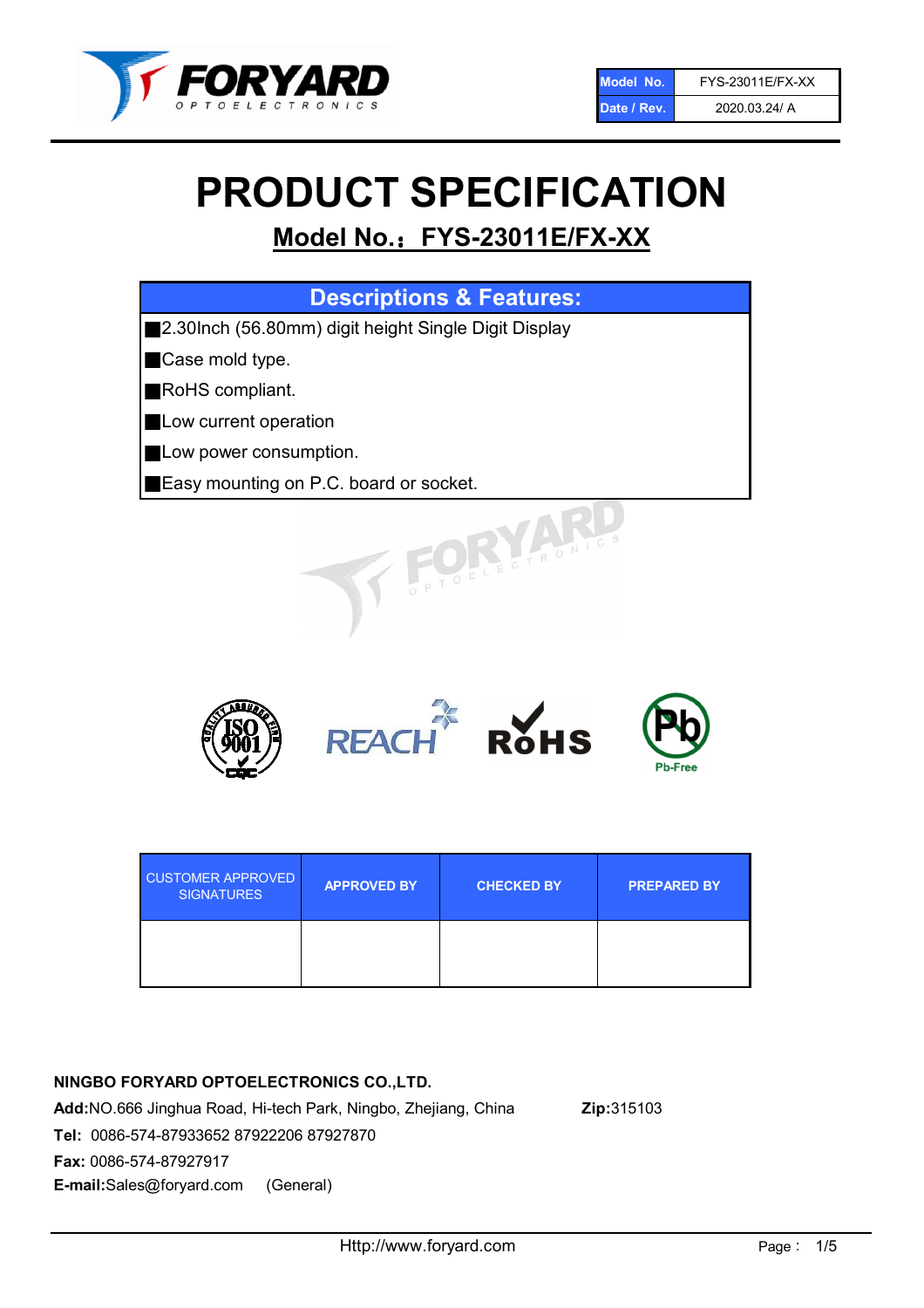| Model No. | FYS-23011E/FX-XX |
| --- | --- |
| Date / Rev. | 2020.03.24/ A |

# PRODUCT SPECIFICATION

## Model No.：FYS-23011E/FX-XX

| Descriptions & Features: |
| --- |
| ■2.30Inch (56.80mm) digit height Single Digit Display |
| ■Case mold type. |
| ■RoHS compliant. |
| ■Low current operation |
| ■Low power consumption. |
| ■Easy mounting on P.C. board or socket. |

| CUSTOMER APPROVED SIGNATURES | APPROVED BY | CHECKED BY | PREPARED BY |
| --- | --- | --- | --- |
| | | | |

**NINGBO FORYARD OPTOELECTRONICS CO.,LTD.**

**Add:**NO.666 Jinghua Road, Hi-tech Park, Ningbo, Zhejiang, China **Zip:**315103

**Tel:** 0086-574-87933652 87922206 87927870

**Fax:** 0086-574-87927917

**E-mail:**Sales@foryard.com (General)

Http://www.foryard.com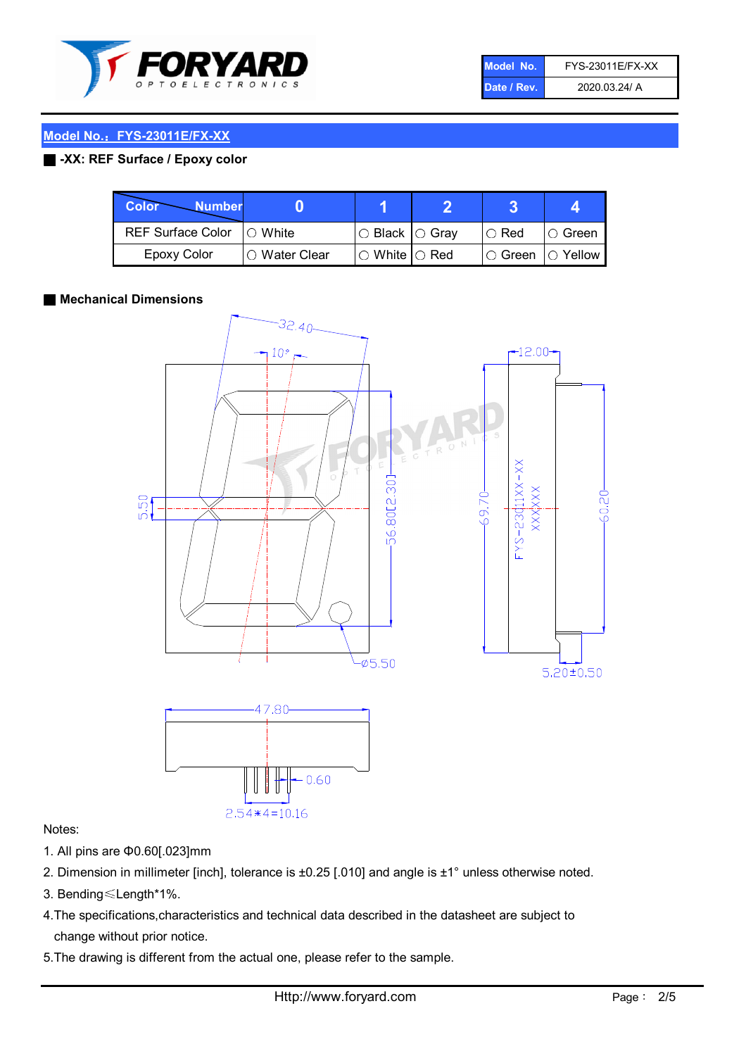## Model No.：FYS-23011E/FX-XX

**-XX: REF Surface / Epoxy color**

| Color \ Number | 0 | 1 | 2 | 3 | 4 |
|---|---|---|---|---|---|
| REF Surface Color | ○ White | ○ Black | ○ Gray | ○ Red | ○ Green |
| Epoxy Color | ○ Water Clear | ○ White | ○ Red | ○ Green | ○ Yellow |

**Mechanical Dimensions**

Notes:

1. All pins are Φ0.60[.023]mm
2. Dimension in millimeter [inch], tolerance is ±0.25 [.010] and angle is ±1° unless otherwise noted.
3. Bending≤Length*1%.
4. The specifications,characteristics and technical data described in the datasheet are subject to change without prior notice.
5. The drawing is different from the actual one, please refer to the sample.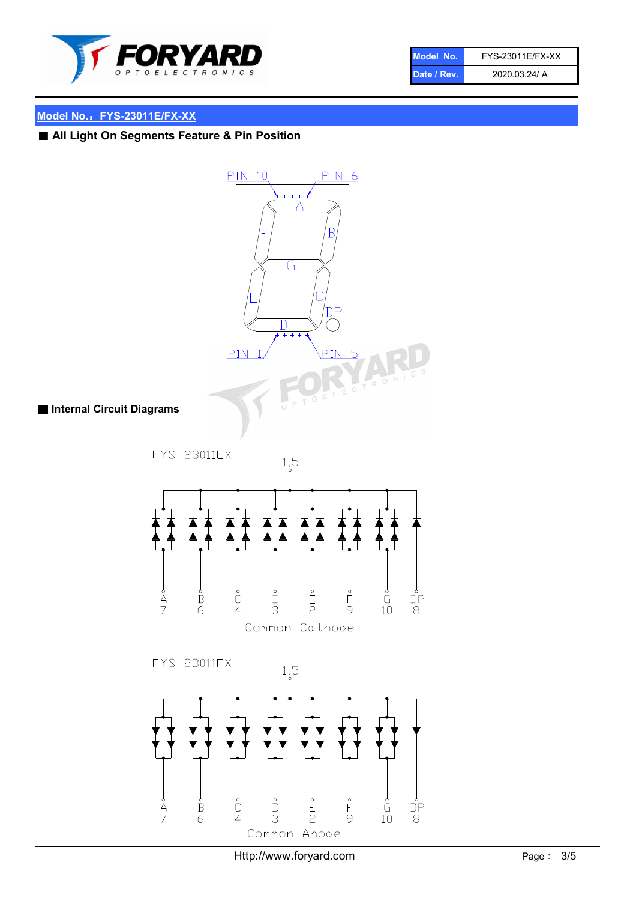| Model No. | FYS-23011E/FX-XX |
| --- | --- |
| Date / Rev. | 2020.03.24/ A |

## Model No.：FYS-23011E/FX-XX

### ■ All Light On Segments Feature & Pin Position

PIN 10 PIN 6

A F B G E C DP D

PIN 1 PIN 5

### ■ Internal Circuit Diagrams

FYS-23011EX

1,5

| A | B | C | D | E | F | G | DP |
| --- | --- | --- | --- | --- | --- | --- | --- |
| 7 | 6 | 4 | 3 | 2 | 9 | 10 | 8 |

Common Cathode

FYS-23011FX

1,5

| A | B | C | D | E | F | G | DP |
| --- | --- | --- | --- | --- | --- | --- | --- |
| 7 | 6 | 4 | 3 | 2 | 9 | 10 | 8 |

Common Anode

Http://www.foryard.com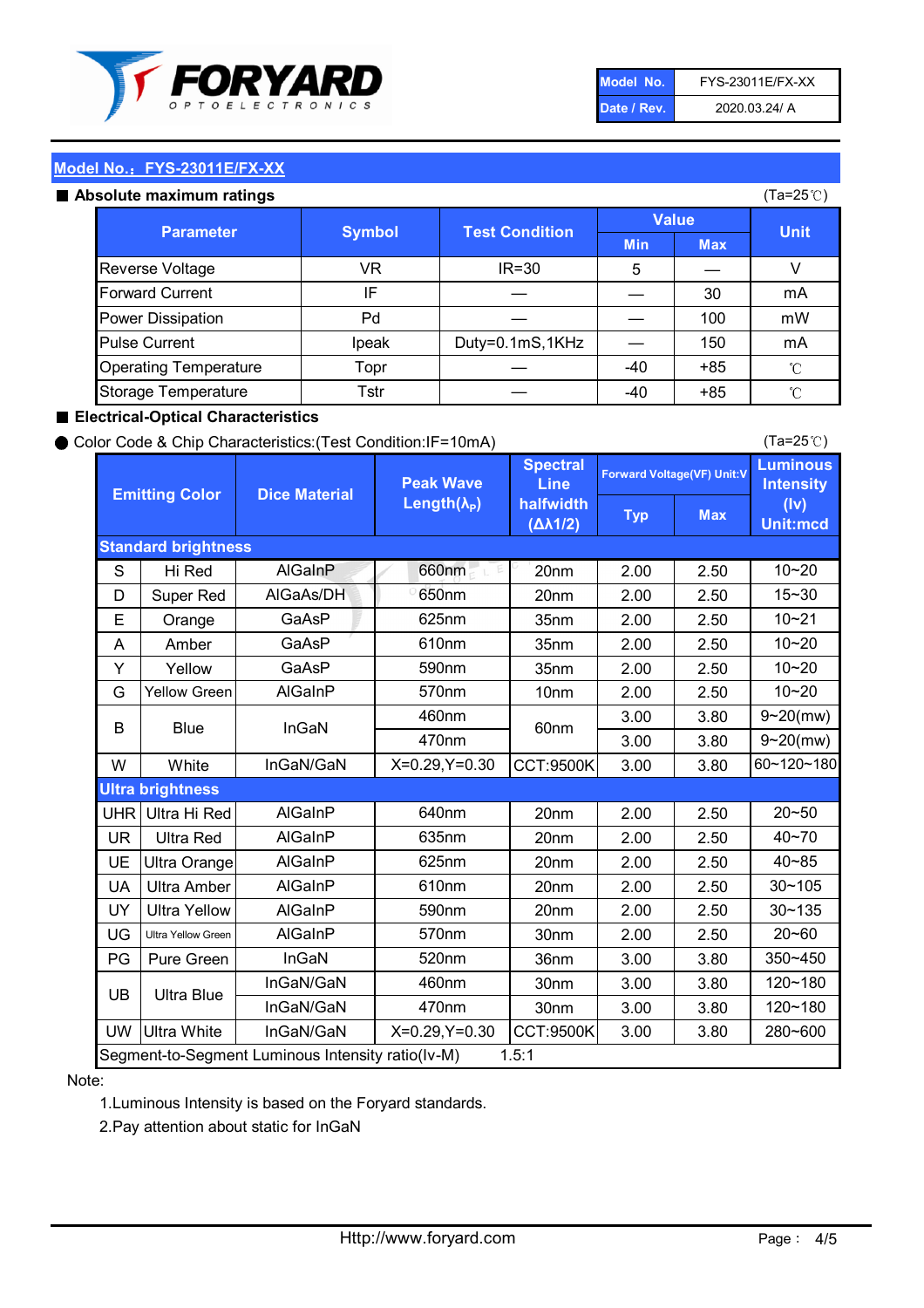| Model No. | FYS-23011E/FX-XX |
|---|---|
| Date / Rev. | 2020.03.24/ A |

## Model No.：FYS-23011E/FX-XX

■ **Absolute maximum ratings** (Ta=25℃)

| Parameter | Symbol | Test Condition | Value | | Unit |
|---|---|---|---|---|---|
| | | | Min | Max | |
| Reverse Voltage | VR | IR=30 | 5 | — | V |
| Forward Current | IF | — | — | 30 | mA |
| Power Dissipation | Pd | — | — | 100 | mW |
| Pulse Current | Ipeak | Duty=0.1mS,1KHz | — | 150 | mA |
| Operating Temperature | Topr | — | -40 | +85 | ℃ |
| Storage Temperature | Tstr | — | -40 | +85 | ℃ |

■ **Electrical-Optical Characteristics**

● Color Code & Chip Characteristics:(Test Condition:IF=10mA) (Ta=25℃)

| Emitting Color | | Dice Material | Peak Wave Length($\lambda_P$) | Spectral Line halfwidth ($\Delta\lambda 1/2$) | Forward Voltage(VF) Unit:V | | Luminous Intensity (Iv) Unit:mcd |
|---|---|---|---|---|---|---|---|
| | | | | | Typ | Max | |
| **Standard brightness** | | | | | | | |
| S | Hi Red | AlGaInP | 660nm | 20nm | 2.00 | 2.50 | 10~20 |
| D | Super Red | AlGaAs/DH | 650nm | 20nm | 2.00 | 2.50 | 15~30 |
| E | Orange | GaAsP | 625nm | 35nm | 2.00 | 2.50 | 10~21 |
| A | Amber | GaAsP | 610nm | 35nm | 2.00 | 2.50 | 10~20 |
| Y | Yellow | GaAsP | 590nm | 35nm | 2.00 | 2.50 | 10~20 |
| G | Yellow Green | AlGaInP | 570nm | 10nm | 2.00 | 2.50 | 10~20 |
| B | Blue | InGaN | 460nm | 60nm | 3.00 | 3.80 | 9~20(mw) |
| | | | 470nm | | 3.00 | 3.80 | 9~20(mw) |
| W | White | InGaN/GaN | X=0.29,Y=0.30 | CCT:9500K | 3.00 | 3.80 | 60~120~180 |
| **Ultra brightness** | | | | | | | |
| UHR | Ultra Hi Red | AlGaInP | 640nm | 20nm | 2.00 | 2.50 | 20~50 |
| UR | Ultra Red | AlGaInP | 635nm | 20nm | 2.00 | 2.50 | 40~70 |
| UE | Ultra Orange | AlGaInP | 625nm | 20nm | 2.00 | 2.50 | 40~85 |
| UA | Ultra Amber | AlGaInP | 610nm | 20nm | 2.00 | 2.50 | 30~105 |
| UY | Ultra Yellow | AlGaInP | 590nm | 20nm | 2.00 | 2.50 | 30~135 |
| UG | Ultra Yellow Green | AlGaInP | 570nm | 30nm | 2.00 | 2.50 | 20~60 |
| PG | Pure Green | InGaN | 520nm | 36nm | 3.00 | 3.80 | 350~450 |
| UB | Ultra Blue | InGaN/GaN | 460nm | 30nm | 3.00 | 3.80 | 120~180 |
| | | InGaN/GaN | 470nm | 30nm | 3.00 | 3.80 | 120~180 |
| UW | Ultra White | InGaN/GaN | X=0.29,Y=0.30 | CCT:9500K | 3.00 | 3.80 | 280~600 |
| Segment-to-Segment Luminous Intensity ratio(Iv-M) | | | | 1.5:1 | | | |

Note:

1. Luminous Intensity is based on the Foryard standards.
2. Pay attention about static for InGaN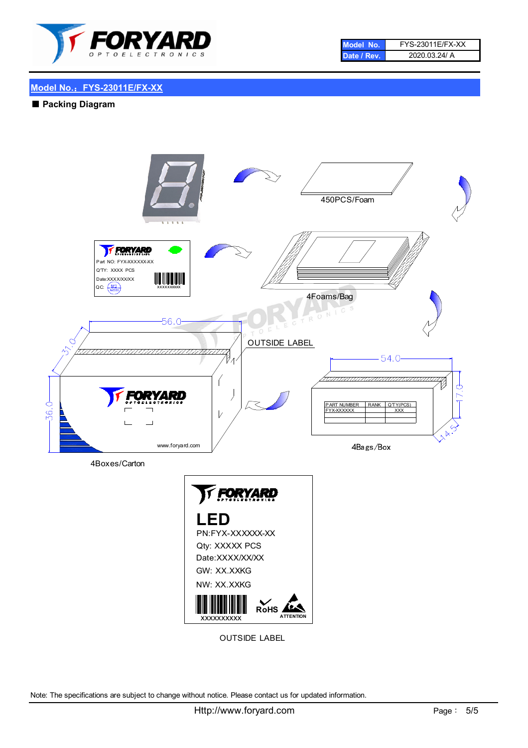| Model No. | FYS-23011E/FX-XX |
| --- | --- |
| Date / Rev. | 2020.03.24/ A |

## Model No.：FYS-23011E/FX-XX

### ■ Packing Diagram

450PCS/Foam

Part NO: FYX-XXXXXXX-XX
Q'TY: XXXX PCS
Date:XXXX/XX/XX
QC:

4Foams/Bag

56.0
31.0
36.0

OUTSIDE LABEL

www.foryard.com

4Boxes/Carton

54.0
17.0
14.5

| PART NUMBER | RANK | Q'TY(PCS) |
| --- | --- | --- |
| FYX-XXXXXX | | XXX |

4Bags/Box

LED
PN:FYX-XXXXXX-XX
Qty: XXXXX PCS
Date:XXXX/XX/XX
GW: XX.XXKG
NW: XX.XXKG
XXXXXXXXXX
RoHS
ATTENTION

OUTSIDE LABEL

Note: The specifications are subject to change without notice. Please contact us for updated information.